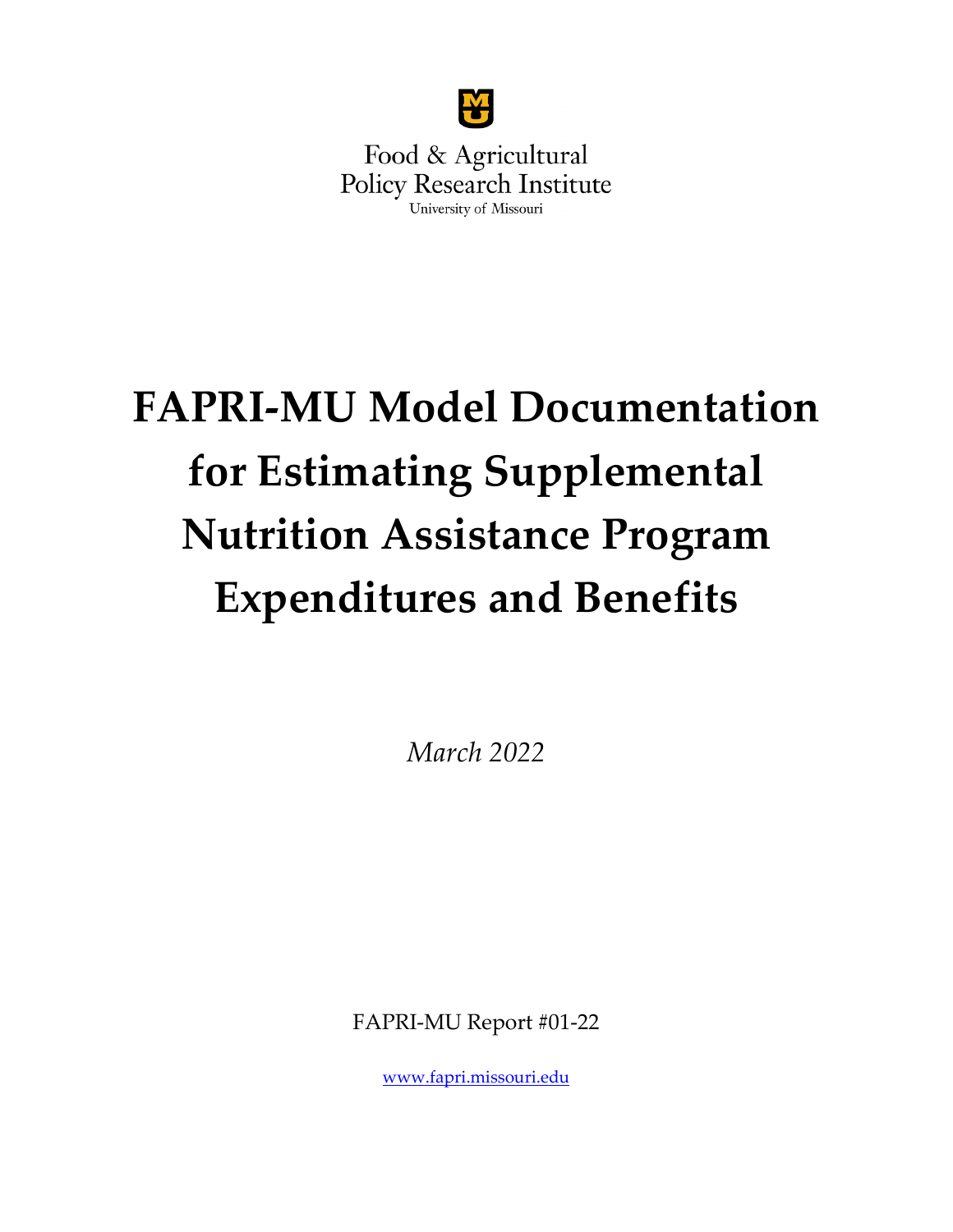Food & Agricultural
Policy Research Institute
University of Missouri

# FAPRI-MU Model Documentation for Estimating Supplemental Nutrition Assistance Program Expenditures and Benefits

*March 2022*

FAPRI-MU Report #01-22

[www.fapri.missouri.edu](http://www.fapri.missouri.edu)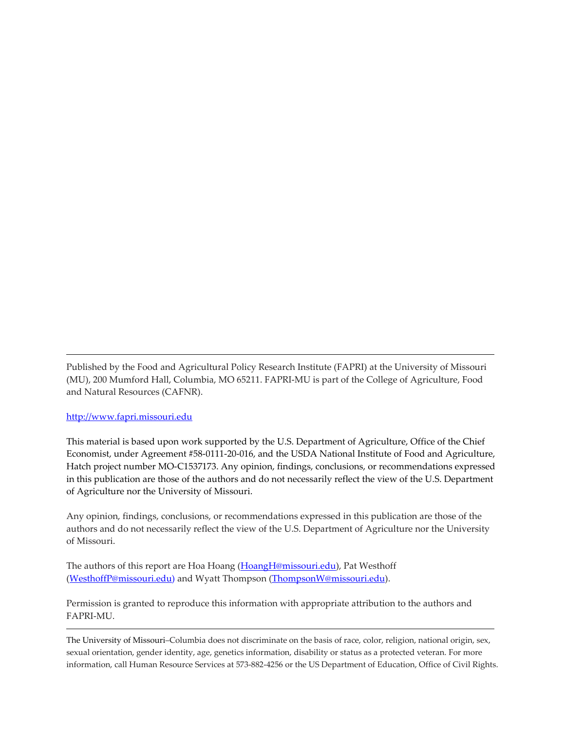---

Published by the Food and Agricultural Policy Research Institute (FAPRI) at the University of Missouri (MU), 200 Mumford Hall, Columbia, MO 65211. FAPRI-MU is part of the College of Agriculture, Food and Natural Resources (CAFNR).

http://www.fapri.missouri.edu

This material is based upon work supported by the U.S. Department of Agriculture, Office of the Chief Economist, under Agreement #58-0111-20-016, and the USDA National Institute of Food and Agriculture, Hatch project number MO-C1537173. Any opinion, findings, conclusions, or recommendations expressed in this publication are those of the authors and do not necessarily reflect the view of the U.S. Department of Agriculture nor the University of Missouri.

Any opinion, findings, conclusions, or recommendations expressed in this publication are those of the authors and do not necessarily reflect the view of the U.S. Department of Agriculture nor the University of Missouri.

The authors of this report are Hoa Hoang (HoangH@missouri.edu), Pat Westhoff (WesthoffP@missouri.edu) and Wyatt Thompson (ThompsonW@missouri.edu).

Permission is granted to reproduce this information with appropriate attribution to the authors and FAPRI-MU.

---

The University of Missouri–Columbia does not discriminate on the basis of race, color, religion, national origin, sex, sexual orientation, gender identity, age, genetics information, disability or status as a protected veteran. For more information, call Human Resource Services at 573-882-4256 or the US Department of Education, Office of Civil Rights.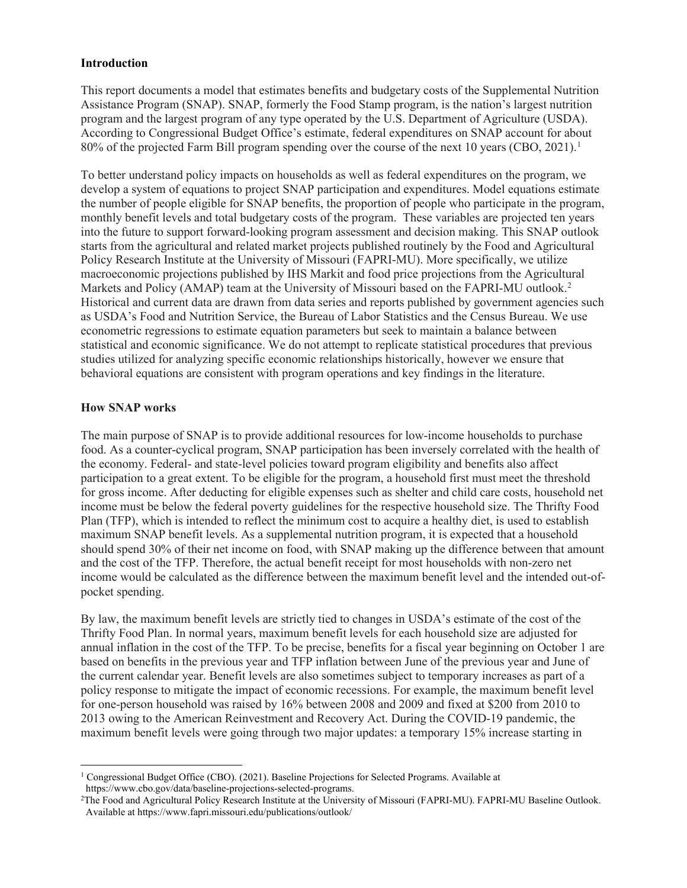## Introduction

This report documents a model that estimates benefits and budgetary costs of the Supplemental Nutrition Assistance Program (SNAP). SNAP, formerly the Food Stamp program, is the nation's largest nutrition program and the largest program of any type operated by the U.S. Department of Agriculture (USDA). According to Congressional Budget Office's estimate, federal expenditures on SNAP account for about 80% of the projected Farm Bill program spending over the course of the next 10 years (CBO, 2021).[1]

To better understand policy impacts on households as well as federal expenditures on the program, we develop a system of equations to project SNAP participation and expenditures. Model equations estimate the number of people eligible for SNAP benefits, the proportion of people who participate in the program, monthly benefit levels and total budgetary costs of the program. These variables are projected ten years into the future to support forward-looking program assessment and decision making. This SNAP outlook starts from the agricultural and related market projects published routinely by the Food and Agricultural Policy Research Institute at the University of Missouri (FAPRI-MU). More specifically, we utilize macroeconomic projections published by IHS Markit and food price projections from the Agricultural Markets and Policy (AMAP) team at the University of Missouri based on the FAPRI-MU outlook.[2] Historical and current data are drawn from data series and reports published by government agencies such as USDA's Food and Nutrition Service, the Bureau of Labor Statistics and the Census Bureau. We use econometric regressions to estimate equation parameters but seek to maintain a balance between statistical and economic significance. We do not attempt to replicate statistical procedures that previous studies utilized for analyzing specific economic relationships historically, however we ensure that behavioral equations are consistent with program operations and key findings in the literature.

## How SNAP works

The main purpose of SNAP is to provide additional resources for low-income households to purchase food. As a counter-cyclical program, SNAP participation has been inversely correlated with the health of the economy. Federal- and state-level policies toward program eligibility and benefits also affect participation to a great extent. To be eligible for the program, a household first must meet the threshold for gross income. After deducting for eligible expenses such as shelter and child care costs, household net income must be below the federal poverty guidelines for the respective household size. The Thrifty Food Plan (TFP), which is intended to reflect the minimum cost to acquire a healthy diet, is used to establish maximum SNAP benefit levels. As a supplemental nutrition program, it is expected that a household should spend 30% of their net income on food, with SNAP making up the difference between that amount and the cost of the TFP. Therefore, the actual benefit receipt for most households with non-zero net income would be calculated as the difference between the maximum benefit level and the intended out-of-pocket spending.

By law, the maximum benefit levels are strictly tied to changes in USDA's estimate of the cost of the Thrifty Food Plan. In normal years, maximum benefit levels for each household size are adjusted for annual inflation in the cost of the TFP. To be precise, benefits for a fiscal year beginning on October 1 are based on benefits in the previous year and TFP inflation between June of the previous year and June of the current calendar year. Benefit levels are also sometimes subject to temporary increases as part of a policy response to mitigate the impact of economic recessions. For example, the maximum benefit level for one-person household was raised by 16% between 2008 and 2009 and fixed at $200 from 2010 to 2013 owing to the American Reinvestment and Recovery Act. During the COVID-19 pandemic, the maximum benefit levels were going through two major updates: a temporary 15% increase starting in

---

[1] Congressional Budget Office (CBO). (2021). Baseline Projections for Selected Programs. Available at https://www.cbo.gov/data/baseline-projections-selected-programs.

[2] The Food and Agricultural Policy Research Institute at the University of Missouri (FAPRI-MU). FAPRI-MU Baseline Outlook. Available at https://www.fapri.missouri.edu/publications/outlook/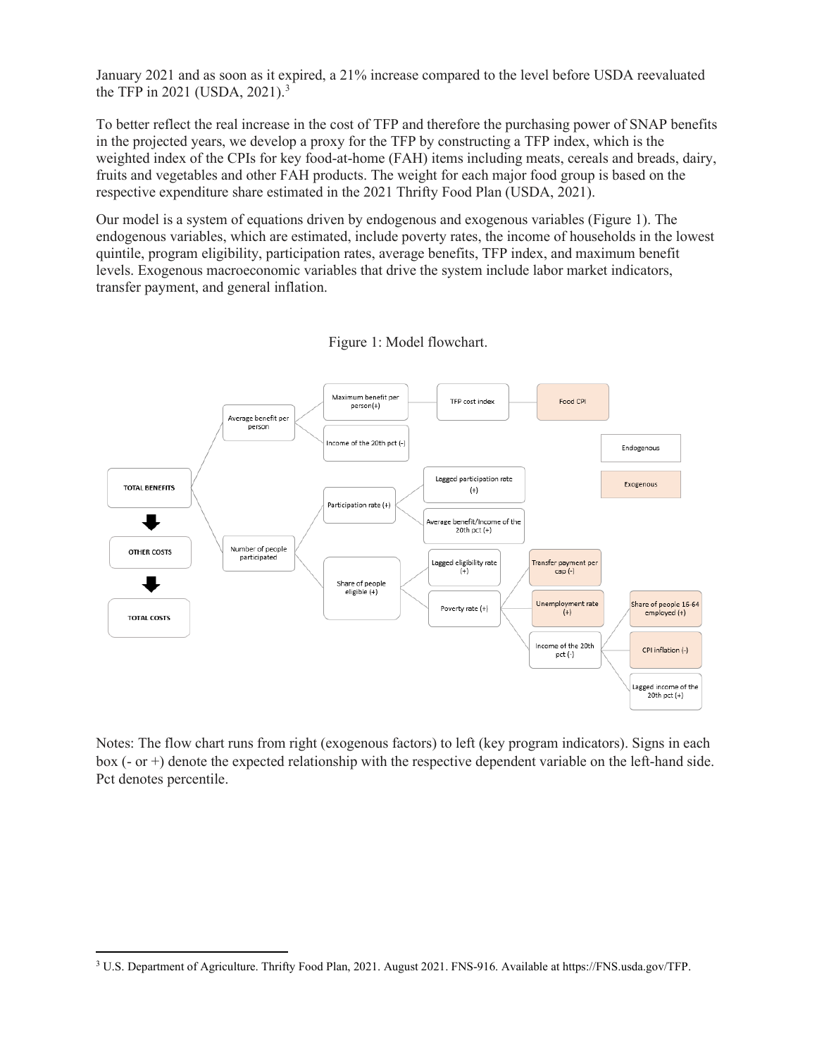January 2021 and as soon as it expired, a 21% increase compared to the level before USDA reevaluated the TFP in 2021 (USDA, 2021).[3]

To better reflect the real increase in the cost of TFP and therefore the purchasing power of SNAP benefits in the projected years, we develop a proxy for the TFP by constructing a TFP index, which is the weighted index of the CPIs for key food-at-home (FAH) items including meats, cereals and breads, dairy, fruits and vegetables and other FAH products. The weight for each major food group is based on the respective expenditure share estimated in the 2021 Thrifty Food Plan (USDA, 2021).

Our model is a system of equations driven by endogenous and exogenous variables (Figure 1). The endogenous variables, which are estimated, include poverty rates, the income of households in the lowest quintile, program eligibility, participation rates, average benefits, TFP index, and maximum benefit levels. Exogenous macroeconomic variables that drive the system include labor market indicators, transfer payment, and general inflation.

Figure 1: Model flowchart.

Notes: The flow chart runs from right (exogenous factors) to left (key program indicators). Signs in each box (- or +) denote the expected relationship with the respective dependent variable on the left-hand side. Pct denotes percentile.

[3] U.S. Department of Agriculture. Thrifty Food Plan, 2021. August 2021. FNS-916. Available at https://FNS.usda.gov/TFP.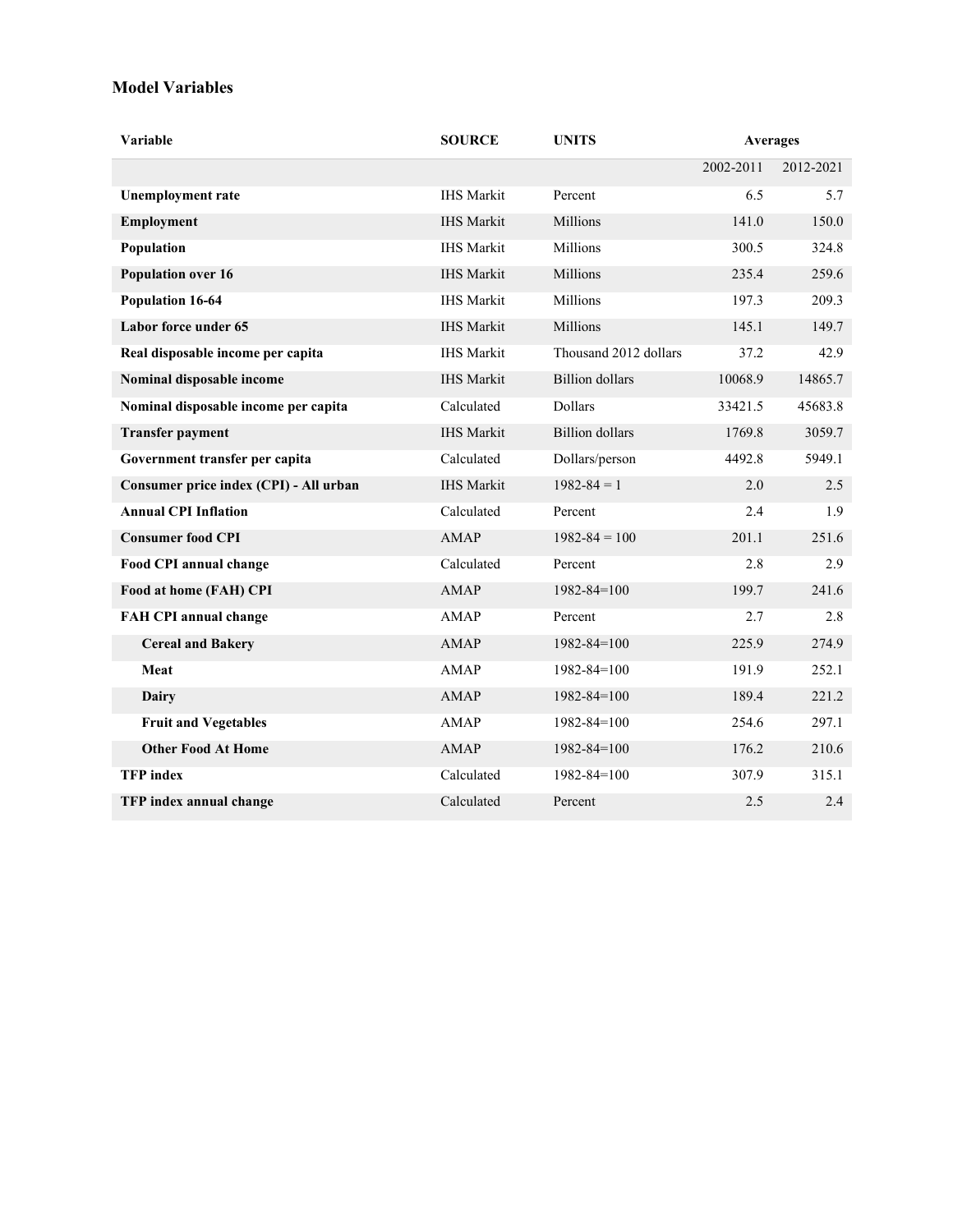## Model Variables

| Variable | SOURCE | UNITS | Averages | |
|---|---|---|---|---|
| | | | 2002-2011 | 2012-2021 |
| **Unemployment rate** | IHS Markit | Percent | 6.5 | 5.7 |
| **Employment** | IHS Markit | Millions | 141.0 | 150.0 |
| **Population** | IHS Markit | Millions | 300.5 | 324.8 |
| **Population over 16** | IHS Markit | Millions | 235.4 | 259.6 |
| **Population 16-64** | IHS Markit | Millions | 197.3 | 209.3 |
| **Labor force under 65** | IHS Markit | Millions | 145.1 | 149.7 |
| **Real disposable income per capita** | IHS Markit | Thousand 2012 dollars | 37.2 | 42.9 |
| **Nominal disposable income** | IHS Markit | Billion dollars | 10068.9 | 14865.7 |
| **Nominal disposable income per capita** | Calculated | Dollars | 33421.5 | 45683.8 |
| **Transfer payment** | IHS Markit | Billion dollars | 1769.8 | 3059.7 |
| **Government transfer per capita** | Calculated | Dollars/person | 4492.8 | 5949.1 |
| **Consumer price index (CPI) - All urban** | IHS Markit | 1982-84 = 1 | 2.0 | 2.5 |
| **Annual CPI Inflation** | Calculated | Percent | 2.4 | 1.9 |
| **Consumer food CPI** | AMAP | 1982-84 = 100 | 201.1 | 251.6 |
| **Food CPI annual change** | Calculated | Percent | 2.8 | 2.9 |
| **Food at home (FAH) CPI** | AMAP | 1982-84=100 | 199.7 | 241.6 |
| **FAH CPI annual change** | AMAP | Percent | 2.7 | 2.8 |
| **Cereal and Bakery** | AMAP | 1982-84=100 | 225.9 | 274.9 |
| **Meat** | AMAP | 1982-84=100 | 191.9 | 252.1 |
| **Dairy** | AMAP | 1982-84=100 | 189.4 | 221.2 |
| **Fruit and Vegetables** | AMAP | 1982-84=100 | 254.6 | 297.1 |
| **Other Food At Home** | AMAP | 1982-84=100 | 176.2 | 210.6 |
| **TFP index** | Calculated | 1982-84=100 | 307.9 | 315.1 |
| **TFP index annual change** | Calculated | Percent | 2.5 | 2.4 |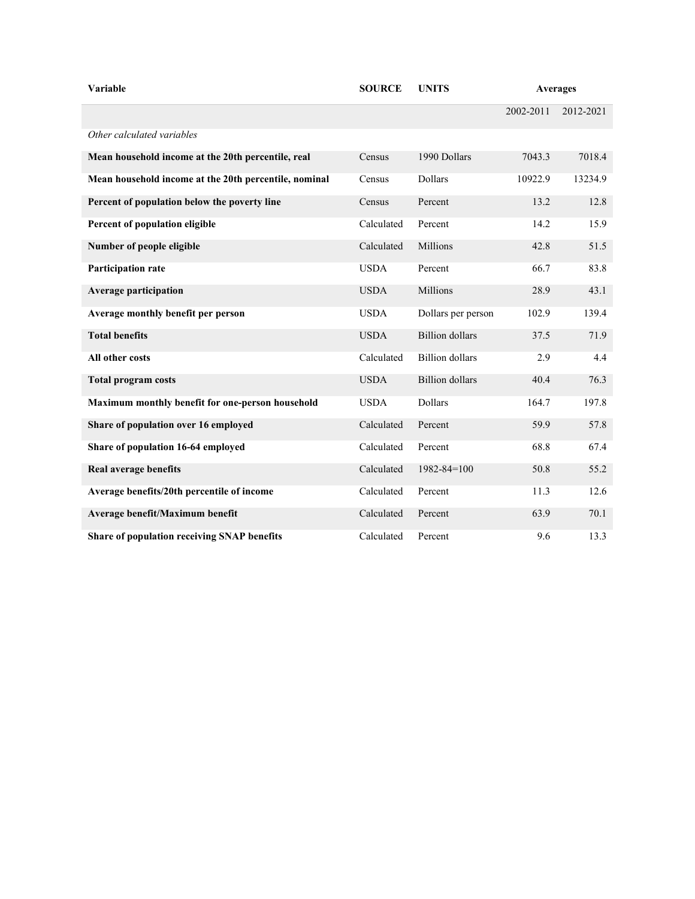| Variable | SOURCE | UNITS | Averages | |
|---|---|---|---|---|
| | | | 2002-2011 | 2012-2021 |
| *Other calculated variables* | | | | |
| **Mean household income at the 20th percentile, real** | Census | 1990 Dollars | 7043.3 | 7018.4 |
| **Mean household income at the 20th percentile, nominal** | Census | Dollars | 10922.9 | 13234.9 |
| **Percent of population below the poverty line** | Census | Percent | 13.2 | 12.8 |
| **Percent of population eligible** | Calculated | Percent | 14.2 | 15.9 |
| **Number of people eligible** | Calculated | Millions | 42.8 | 51.5 |
| **Participation rate** | USDA | Percent | 66.7 | 83.8 |
| **Average participation** | USDA | Millions | 28.9 | 43.1 |
| **Average monthly benefit per person** | USDA | Dollars per person | 102.9 | 139.4 |
| **Total benefits** | USDA | Billion dollars | 37.5 | 71.9 |
| **All other costs** | Calculated | Billion dollars | 2.9 | 4.4 |
| **Total program costs** | USDA | Billion dollars | 40.4 | 76.3 |
| **Maximum monthly benefit for one-person household** | USDA | Dollars | 164.7 | 197.8 |
| **Share of population over 16 employed** | Calculated | Percent | 59.9 | 57.8 |
| **Share of population 16-64 employed** | Calculated | Percent | 68.8 | 67.4 |
| **Real average benefits** | Calculated | 1982-84=100 | 50.8 | 55.2 |
| **Average benefits/20th percentile of income** | Calculated | Percent | 11.3 | 12.6 |
| **Average benefit/Maximum benefit** | Calculated | Percent | 63.9 | 70.1 |
| **Share of population receiving SNAP benefits** | Calculated | Percent | 9.6 | 13.3 |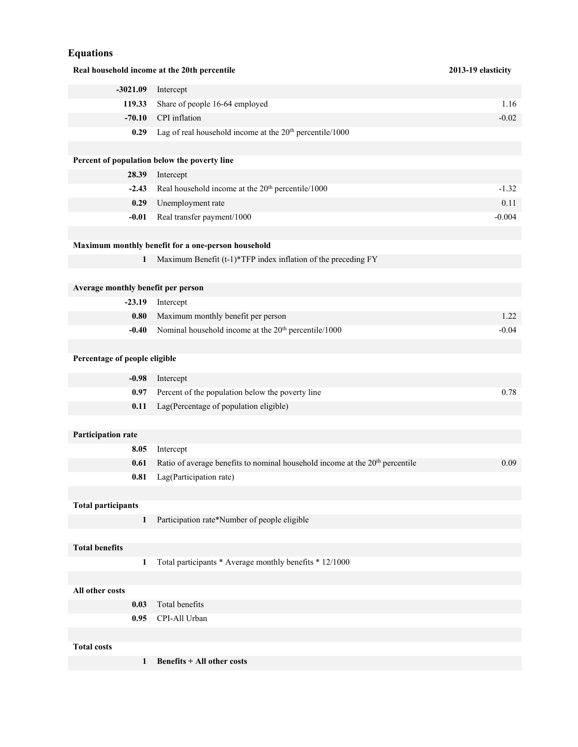## Equations

| Real household income at the 20th percentile | | 2013-19 elasticity |
|---|---|---|
| -3021.09 | Intercept | |
| 119.33 | Share of people 16-64 employed | 1.16 |
| -70.10 | CPI inflation | -0.02 |
| 0.29 | Lag of real household income at the 20th percentile/1000 | |
| | | |
| **Percent of population below the poverty line** | | |
| 28.39 | Intercept | |
| -2.43 | Real household income at the 20th percentile/1000 | -1.32 |
| 0.29 | Unemployment rate | 0.11 |
| -0.01 | Real transfer payment/1000 | -0.004 |
| | | |
| **Maximum monthly benefit for a one-person household** | | |
| 1 | Maximum Benefit (t-1)*TFP index inflation of the preceding FY | |
| | | |
| **Average monthly benefit per person** | | |
| -23.19 | Intercept | |
| 0.80 | Maximum monthly benefit per person | 1.22 |
| -0.40 | Nominal household income at the 20th percentile/1000 | -0.04 |
| | | |
| **Percentage of people eligible** | | |
| -0.98 | Intercept | |
| 0.97 | Percent of the population below the poverty line | 0.78 |
| 0.11 | Lag(Percentage of population eligible) | |
| | | |
| **Participation rate** | | |
| 8.05 | Intercept | |
| 0.61 | Ratio of average benefits to nominal household income at the 20th percentile | 0.09 |
| 0.81 | Lag(Participation rate) | |
| | | |
| **Total participants** | | |
| 1 | Participation rate*Number of people eligible | |
| | | |
| **Total benefits** | | |
| 1 | Total participants * Average monthly benefits * 12/1000 | |
| | | |
| **All other costs** | | |
| 0.03 | Total benefits | |
| 0.95 | CPI-All Urban | |
| | | |
| **Total costs** | | |
| 1 | **Benefits + All other costs** | |